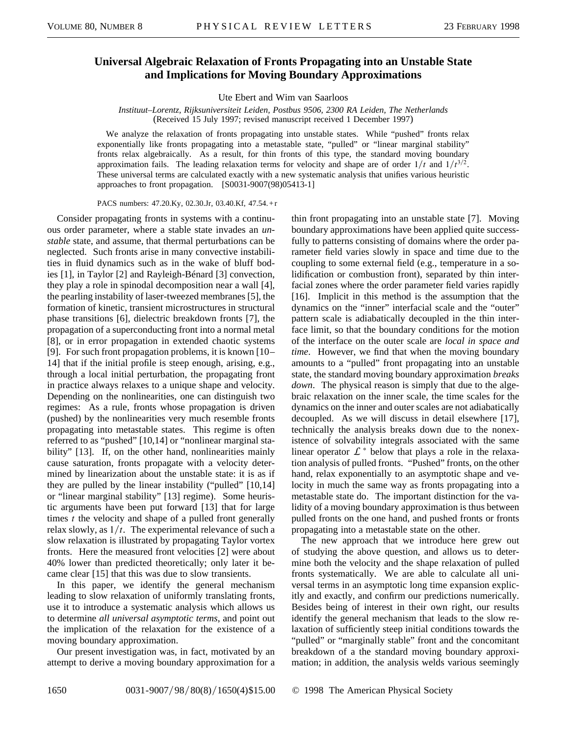# Universal Algebraic Relaxation of Fronts Propagating into an Unstable State and Implications for Moving Boundary Approximations

Ute Ebert and Wim van Saarloos

*Instituut–Lorentz, Rijksuniversiteit Leiden, Postbus 9506, 2300 RA Leiden, The Netherlands*
(Received 15 July 1997; revised manuscript received 1 December 1997)

We analyze the relaxation of fronts propagating into unstable states. While "pushed" fronts relax exponentially like fronts propagating into a metastable state, "pulled" or "linear marginal stability" fronts relax algebraically. As a result, for thin fronts of this type, the standard moving boundary approximation fails. The leading relaxation terms for velocity and shape are of order $1/t$ and $1/t^{3/2}$. These universal terms are calculated exactly with a new systematic analysis that unifies various heuristic approaches to front propagation. [S0031-9007(98)05413-1]

PACS numbers: 47.20.Ky, 02.30.Jr, 03.40.Kf, 47.54.+r

Consider propagating fronts in systems with a continuous order parameter, where a stable state invades an *unstable* state, and assume, that thermal perturbations can be neglected. Such fronts arise in many convective instabilities in fluid dynamics such as in the wake of bluff bodies [1], in Taylor [2] and Rayleigh-Bénard [3] convection, they play a role in spinodal decomposition near a wall [4], the pearling instability of laser-tweezed membranes [5], the formation of kinetic, transient microstructures in structural phase transitions [6], dielectric breakdown fronts [7], the propagation of a superconducting front into a normal metal [8], or in error propagation in extended chaotic systems [9]. For such front propagation problems, it is known [10–14] that if the initial profile is steep enough, arising, e.g., through a local initial perturbation, the propagating front in practice always relaxes to a unique shape and velocity. Depending on the nonlinearities, one can distinguish two regimes: As a rule, fronts whose propagation is driven (pushed) by the nonlinearities very much resemble fronts propagating into metastable states. This regime is often referred to as "pushed" [10,14] or "nonlinear marginal stability" [13]. If, on the other hand, nonlinearities mainly cause saturation, fronts propagate with a velocity determined by linearization about the unstable state: it is as if they are pulled by the linear instability ("pulled" [10,14] or "linear marginal stability" [13] regime). Some heuristic arguments have been put forward [13] that for large times $t$ the velocity and shape of a pulled front generally relax slowly, as $1/t$. The experimental relevance of such a slow relaxation is illustrated by propagating Taylor vortex fronts. Here the measured front velocities [2] were about 40% lower than predicted theoretically; only later it became clear [15] that this was due to slow transients.

In this paper, we identify the general mechanism leading to slow relaxation of uniformly translating fronts, use it to introduce a systematic analysis which allows us to determine *all universal asymptotic terms*, and point out the implication of the relaxation for the existence of a moving boundary approximation.

Our present investigation was, in fact, motivated by an attempt to derive a moving boundary approximation for a thin front propagating into an unstable state [7]. Moving boundary approximations have been applied quite successfully to patterns consisting of domains where the order parameter field varies slowly in space and time due to the coupling to some external field (e.g., temperature in a solidification or combustion front), separated by thin interfacial zones where the order parameter field varies rapidly [16]. Implicit in this method is the assumption that the dynamics on the "inner" interfacial scale and the "outer" pattern scale is adiabatically decoupled in the thin interface limit, so that the boundary conditions for the motion of the interface on the outer scale are *local in space and time*. However, we find that when the moving boundary amounts to a "pulled" front propagating into an unstable state, the standard moving boundary approximation *breaks down*. The physical reason is simply that due to the algebraic relaxation on the inner scale, the time scales for the dynamics on the inner and outer scales are not adiabatically decoupled. As we will discuss in detail elsewhere [17], technically the analysis breaks down due to the nonexistence of solvability integrals associated with the same linear operator $\mathcal{L}^*$ below that plays a role in the relaxation analysis of pulled fronts. "Pushed" fronts, on the other hand, relax exponentially to an asymptotic shape and velocity in much the same way as fronts propagating into a metastable state do. The important distinction for the validity of a moving boundary approximation is thus between pulled fronts on the one hand, and pushed fronts or fronts propagating into a metastable state on the other.

The new approach that we introduce here grew out of studying the above question, and allows us to determine both the velocity and the shape relaxation of pulled fronts systematically. We are able to calculate all universal terms in an asymptotic long time expansion explicitly and exactly, and confirm our predictions numerically. Besides being of interest in their own right, our results identify the general mechanism that leads to the slow relaxation of sufficiently steep initial conditions towards the "pulled" or "marginally stable" front and the concomitant breakdown of a the standard moving boundary approximation; in addition, the analysis welds various seemingly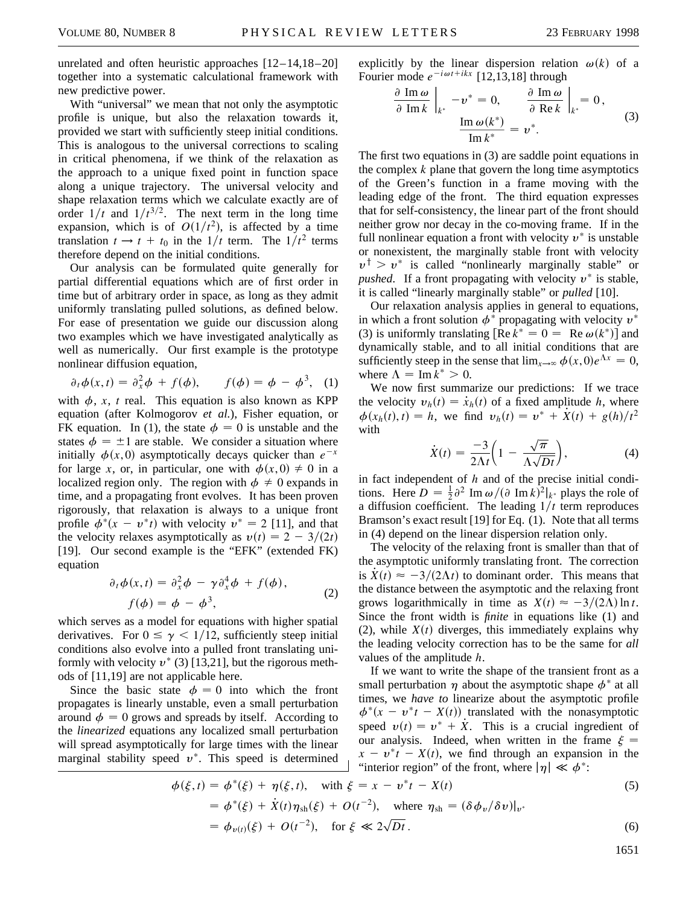unrelated and often heuristic approaches [12–14,18–20] together into a systematic calculational framework with new predictive power.

With "universal" we mean that not only the asymptotic profile is unique, but also the relaxation towards it, provided we start with sufficiently steep initial conditions. This is analogous to the universal corrections to scaling in critical phenomena, if we think of the relaxation as the approach to a unique fixed point in function space along a unique trajectory. The universal velocity and shape relaxation terms which we calculate exactly are of order $1/t$ and $1/t^{3/2}$. The next term in the long time expansion, which is of $O(1/t^2)$, is affected by a time translation $t \to t + t_0$ in the $1/t$ term. The $1/t^2$ terms therefore depend on the initial conditions.

Our analysis can be formulated quite generally for partial differential equations which are of first order in time but of arbitrary order in space, as long as they admit uniformly translating pulled solutions, as defined below. For ease of presentation we guide our discussion along two examples which we have investigated analytically as well as numerically. Our first example is the prototype nonlinear diffusion equation,

$$\partial_t \phi(x,t) = \partial_x^2 \phi + f(\phi), \qquad f(\phi) = \phi - \phi^3, \quad (1)$$

with $\phi$, $x$, $t$ real. This equation is also known as KPP equation (after Kolmogorov *et al.*), Fisher equation, or FK equation. In (1), the state $\phi = 0$ is unstable and the states $\phi = \pm 1$ are stable. We consider a situation where initially $\phi(x,0)$ asymptotically decays quicker than $e^{-x}$ for large $x$, or, in particular, one with $\phi(x,0) \neq 0$ in a localized region only. The region with $\phi \neq 0$ expands in time, and a propagating front evolves. It has been proven rigorously, that relaxation is always to a unique front profile $\phi^*(x - v^* t)$ with velocity $v^* = 2$ [11], and that the velocity relaxes asymptotically as $v(t) = 2 - 3/(2t)$ [19]. Our second example is the "EFK" (extended FK) equation

$$\partial_t \phi(x,t) = \partial_x^2 \phi - \gamma \partial_x^4 \phi + f(\phi), \qquad f(\phi) = \phi - \phi^3, \quad (2)$$

which serves as a model for equations with higher spatial derivatives. For $0 \leq \gamma < 1/12$, sufficiently steep initial conditions also evolve into a pulled front translating uniformly with velocity $v^*$ (3) [13,21], but the rigorous methods of [11,19] are not applicable here.

Since the basic state $\phi = 0$ into which the front propagates is linearly unstable, even a small perturbation around $\phi = 0$ grows and spreads by itself. According to the *linearized* equations any localized small perturbation will spread asymptotically for large times with the linear marginal stability speed $v^*$. This speed is determined explicitly by the linear dispersion relation $\omega(k)$ of a Fourier mode $e^{-i\omega t + ikx}$ [12,13,18] through

$$\left.\frac{\partial \,\mathrm{Im}\,\omega}{\partial \,\mathrm{Im}\,k}\right|_{k^*} - v^* = 0, \qquad \left.\frac{\partial \,\mathrm{Im}\,\omega}{\partial \,\mathrm{Re}\,k}\right|_{k^*} = 0, \qquad \frac{\mathrm{Im}\,\omega(k^*)}{\mathrm{Im}\,k^*} = v^*. \quad (3)$$

The first two equations in (3) are saddle point equations in the complex $k$ plane that govern the long time asymptotics of the Green's function in a frame moving with the leading edge of the front. The third equation expresses that for self-consistency, the linear part of the front should neither grow nor decay in the co-moving frame. If in the full nonlinear equation a front with velocity $v^*$ is unstable or nonexistent, the marginally stable front with velocity $v^\dagger > v^*$ is called "nonlinearly marginally stable" or *pushed*. If a front propagating with velocity $v^*$ is stable, it is called "linearly marginally stable" or *pulled* [10].

Our relaxation analysis applies in general to equations, in which a front solution $\phi^*$ propagating with velocity $v^*$ (3) is uniformly translating $[\mathrm{Re}\,k^* = 0 = \mathrm{Re}\,\omega(k^*)]$ and dynamically stable, and to all initial conditions that are sufficiently steep in the sense that $\lim_{x\to\infty} \phi(x,0) e^{\Lambda x} = 0$, where $\Lambda = \mathrm{Im}\,k^* > 0$.

We now first summarize our predictions: If we trace the velocity $v_h(t) = \dot{x}_h(t)$ of a fixed amplitude $h$, where $\phi(x_h(t),t) = h$, we find $v_h(t) = v^* + \dot{X}(t) + g(h)/t^2$ with

$$\dot{X}(t) = \frac{-3}{2\Lambda t}\left(1 - \frac{\sqrt{\pi}}{\Lambda\sqrt{Dt}}\right), \quad (4)$$

in fact independent of $h$ and of the precise initial conditions. Here $D = \frac{1}{2}\partial^2\,\mathrm{Im}\,\omega/(\partial\,\mathrm{Im}\,k)^2|_{k^*}$ plays the role of a diffusion coefficient. The leading $1/t$ term reproduces Bramson's exact result [19] for Eq. (1). Note that all terms in (4) depend on the linear dispersion relation only.

The velocity of the relaxing front is smaller than that of the asymptotic uniformly translating front. The correction is $\dot{X}(t) \approx -3/(2\Lambda t)$ to dominant order. This means that the distance between the asymptotic and the relaxing front grows logarithmically in time as $X(t) \approx -3/(2\Lambda)\ln t$. Since the front width is *finite* in equations like (1) and (2), while $X(t)$ diverges, this immediately explains why the leading velocity correction has to be the same for *all* values of the amplitude $h$.

If we want to write the shape of the transient front as a small perturbation $\eta$ about the asymptotic shape $\phi^*$ at all times, we *have to* linearize about the asymptotic profile $\phi^*(x - v^* t - X(t))$ translated with the nonasymptotic speed $v(t) = v^* + \dot{X}$. This is a crucial ingredient of our analysis. Indeed, when written in the frame $\xi = x - v^* t - X(t)$, we find through an expansion in the "interior region" of the front, where $|\eta| \ll \phi^*$:

$$\begin{aligned}
\phi(\xi,t) &= \phi^*(\xi) + \eta(\xi,t), \quad \text{with } \xi = x - v^* t - X(t) && (5)\\
&= \phi^*(\xi) + \dot{X}(t)\eta_{\mathrm{sh}}(\xi) + O(t^{-2}), \quad \text{where } \eta_{\mathrm{sh}} = (\delta\phi_v/\delta v)|_{v^*} \\
&= \phi_{v(t)}(\xi) + O(t^{-2}), \quad \text{for } \xi \ll 2\sqrt{Dt}\,. && (6)
\end{aligned}$$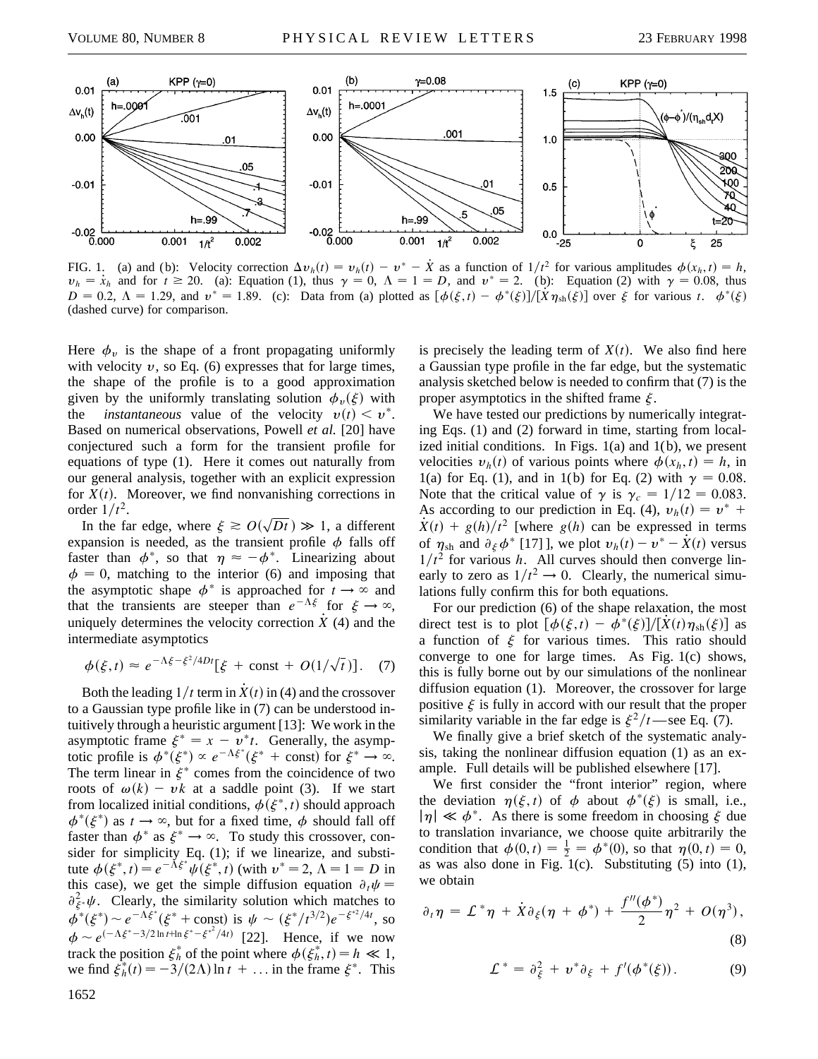FIG. 1. (a) and (b): Velocity correction $\Delta v_h(t) = v_h(t) - v^* - \dot{X}$ as a function of $1/t^2$ for various amplitudes $\phi(x_h, t) = h$, $v_h = \dot{x}_h$ and for $t \gtrsim 20$. (a): Equation (1), thus $\gamma = 0$, $\Lambda = 1 = D$, and $v^* = 2$. (b): Equation (2) with $\gamma = 0.08$, thus $D = 0.2$, $\Lambda = 1.29$, and $v^* = 1.89$. (c): Data from (a) plotted as $[\phi(\xi, t) - \phi^*(\xi)]/[\dot{X}\eta_{\rm sh}(\xi)]$ over $\xi$ for various $t$. $\phi^*(\xi)$ (dashed curve) for comparison.

Here $\phi_v$ is the shape of a front propagating uniformly with velocity $v$, so Eq. (6) expresses that for large times, the shape of the profile is to a good approximation given by the uniformly translating solution $\phi_v(\xi)$ with the *instantaneous* value of the velocity $v(t) < v^*$. Based on numerical observations, Powell *et al.* [20] have conjectured such a form for the transient profile for equations of type (1). Here it comes out naturally from our general analysis, together with an explicit expression for $X(t)$. Moreover, we find nonvanishing corrections in order $1/t^2$.

In the far edge, where $\xi \gtrsim O(\sqrt{Dt}) \gg 1$, a different expansion is needed, as the transient profile $\phi$ falls off faster than $\phi^*$, so that $\eta \approx -\phi^*$. Linearizing about $\phi = 0$, matching to the interior (6) and imposing that the asymptotic shape $\phi^*$ is approached for $t \to \infty$ and that the transients are steeper than $e^{-\Lambda\xi}$ for $\xi \to \infty$, uniquely determines the velocity correction $\dot{X}$ (4) and the intermediate asymptotics

$$\phi(\xi, t) \approx e^{-\Lambda\xi - \xi^2/4Dt}[\xi + \text{const} + O(1/\sqrt{t})]. \quad (7)$$

Both the leading $1/t$ term in $\dot{X}(t)$ in (4) and the crossover to a Gaussian type profile like in (7) can be understood intuitively through a heuristic argument [13]: We work in the asymptotic frame $\xi^* = x - v^* t$. Generally, the asymptotic profile is $\phi^*(\xi^*) \propto e^{-\Lambda\xi^*}(\xi^* + \text{const})$ for $\xi^* \to \infty$. The term linear in $\xi^*$ comes from the coincidence of two roots of $\omega(k) - vk$ at a saddle point (3). If we start from localized initial conditions, $\phi(\xi^*, t)$ should approach $\phi^*(\xi^*)$ as $t \to \infty$, but for a fixed time, $\phi$ should fall off faster than $\phi^*$ as $\xi^* \to \infty$. To study this crossover, consider for simplicity Eq. (1); if we linearize, and substitute $\phi(\xi^*, t) = e^{-\Lambda\xi^*}\psi(\xi^*, t)$ (with $v^* = 2$, $\Lambda = 1 = D$ in this case), we get the simple diffusion equation $\partial_t\psi = \partial^2_{\xi^*}\psi$. Clearly, the similarity solution which matches to $\phi^*(\xi^*) \sim e^{-\Lambda\xi^*}(\xi^* + \text{const})$ is $\psi \sim (\xi^*/t^{3/2})e^{-\xi^{*2}/4t}$, so $\phi \sim e^{(-\Lambda\xi^* - 3/2 \ln t + \ln \xi^* - \xi^{*2}/4t)}$ [22]. Hence, if we now track the position $\xi_h^*$ of the point where $\phi(\xi_h^*, t) = h \ll 1$, we find $\xi_h^*(t) = -3/(2\Lambda)\ln t + \ldots$ in the frame $\xi^*$. This is precisely the leading term of $X(t)$. We also find here a Gaussian type profile in the far edge, but the systematic analysis sketched below is needed to confirm that (7) is the proper asymptotics in the shifted frame $\xi$.

We have tested our predictions by numerically integrating Eqs. (1) and (2) forward in time, starting from localized initial conditions. In Figs. 1(a) and 1(b), we present velocities $v_h(t)$ of various points where $\phi(x_h, t) = h$, in 1(a) for Eq. (1), and in 1(b) for Eq. (2) with $\gamma = 0.08$. Note that the critical value of $\gamma$ is $\gamma_c = 1/12 = 0.083$. As according to our prediction in Eq. (4), $v_h(t) = v^* + \dot{X}(t) + g(h)/t^2$ [where $g(h)$ can be expressed in terms of $\eta_{\rm sh}$ and $\partial_\xi\phi^*$ [17]], we plot $v_h(t) - v^* - \dot{X}(t)$ versus $1/t^2$ for various $h$. All curves should then converge linearly to zero as $1/t^2 \to 0$. Clearly, the numerical simulations fully confirm this for both equations.

For our prediction (6) of the shape relaxation, the most direct test is to plot $[\phi(\xi, t) - \phi^*(\xi)]/[\dot{X}(t)\eta_{\rm sh}(\xi)]$ as a function of $\xi$ for various times. This ratio should converge to one for large times. As Fig. 1(c) shows, this is fully borne out by our simulations of the nonlinear diffusion equation (1). Moreover, the crossover for large positive $\xi$ is fully in accord with our result that the proper similarity variable in the far edge is $\xi^2/t$—see Eq. (7).

We finally give a brief sketch of the systematic analysis, taking the nonlinear diffusion equation (1) as an example. Full details will be published elsewhere [17].

We first consider the "front interior" region, where the deviation $\eta(\xi, t)$ of $\phi$ about $\phi^*(\xi)$ is small, i.e., $|\eta| \ll \phi^*$. As there is some freedom in choosing $\xi$ due to translation invariance, we choose quite arbitrarily the condition that $\phi(0, t) = \frac{1}{2} = \phi^*(0)$, so that $\eta(0, t) = 0$, as was also done in Fig. 1(c). Substituting (5) into (1), we obtain

$$\partial_t\eta = \mathcal{L}^*\eta + \dot{X}\partial_\xi(\eta + \phi^*) + \frac{f''(\phi^*)}{2}\eta^2 + O(\eta^3), \quad (8)$$

$$\mathcal{L}^* = \partial^2_\xi + v^*\partial_\xi + f'(\phi^*(\xi)). \quad (9)$$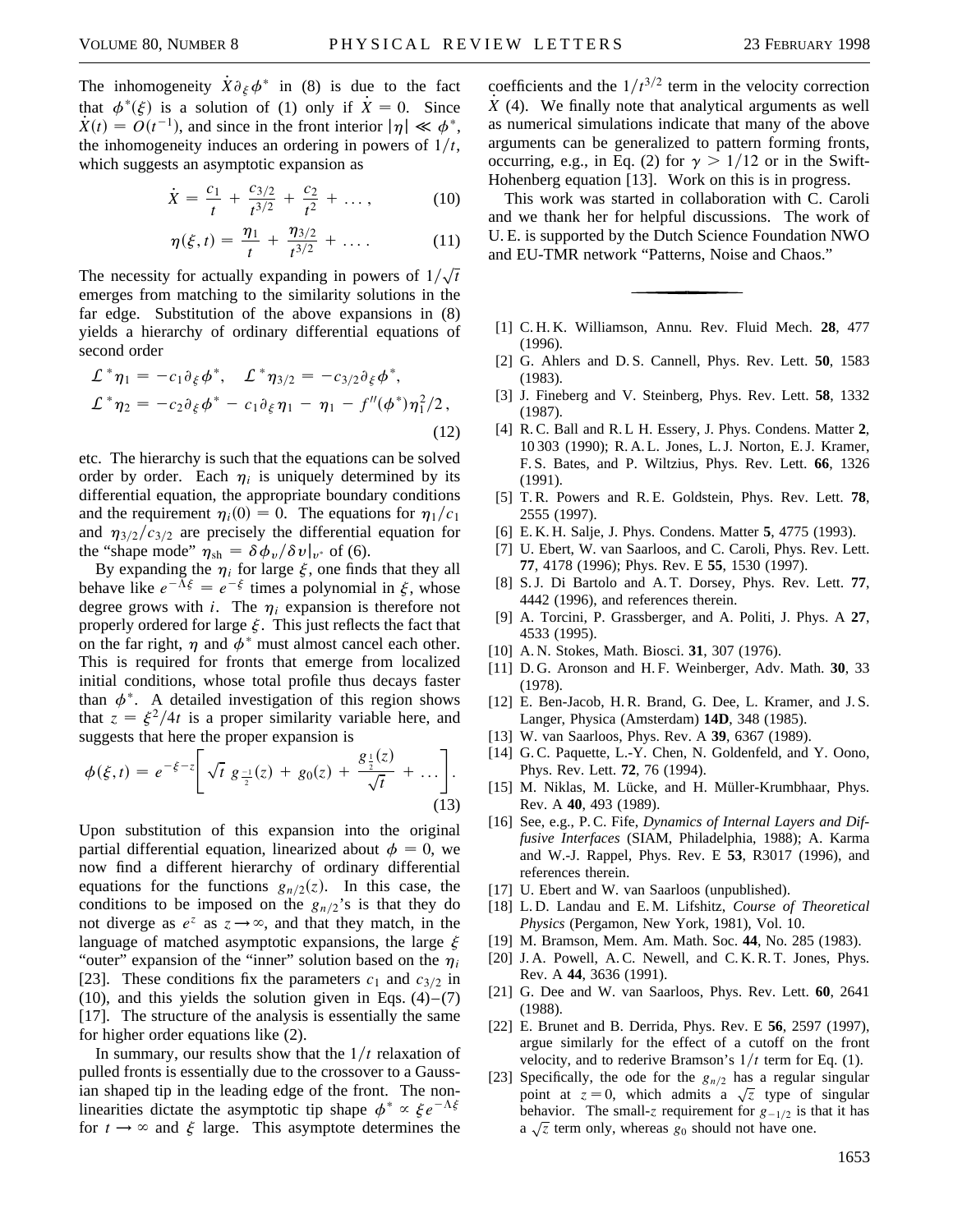The inhomogeneity $\dot{X}\partial_\xi \phi^*$ in (8) is due to the fact that $\phi^*(\xi)$ is a solution of (1) only if $\dot{X} = 0$. Since $\dot{X}(t) = O(t^{-1})$, and since in the front interior $|\eta| \ll \phi^*$, the inhomogeneity induces an ordering in powers of $1/t$, which suggests an asymptotic expansion as

$$\dot{X} = \frac{c_1}{t} + \frac{c_{3/2}}{t^{3/2}} + \frac{c_2}{t^2} + \ldots, \tag{10}$$

$$\eta(\xi, t) = \frac{\eta_1}{t} + \frac{\eta_{3/2}}{t^{3/2}} + \ldots. \tag{11}$$

The necessity for actually expanding in powers of $1/\sqrt{t}$ emerges from matching to the similarity solutions in the far edge. Substitution of the above expansions in (8) yields a hierarchy of ordinary differential equations of second order

$$\mathcal{L}^*\eta_1 = -c_1\partial_\xi\phi^*, \quad \mathcal{L}^*\eta_{3/2} = -c_{3/2}\partial_\xi\phi^*,$$
$$\mathcal{L}^*\eta_2 = -c_2\partial_\xi\phi^* - c_1\partial_\xi\eta_1 - \eta_1 - f''(\phi^*)\eta_1^2/2, \tag{12}$$

etc. The hierarchy is such that the equations can be solved order by order. Each $\eta_i$ is uniquely determined by its differential equation, the appropriate boundary conditions and the requirement $\eta_i(0) = 0$. The equations for $\eta_1/c_1$ and $\eta_{3/2}/c_{3/2}$ are precisely the differential equation for the "shape mode" $\eta_{\text{sh}} = \delta\phi_v/\delta v|_{v^*}$ of (6).

By expanding the $\eta_i$ for large $\xi$, one finds that they all behave like $e^{-\Lambda\xi} = e^{-\xi}$ times a polynomial in $\xi$, whose degree grows with $i$. The $\eta_i$ expansion is therefore not properly ordered for large $\xi$. This just reflects the fact that on the far right, $\eta$ and $\phi^*$ must almost cancel each other. This is required for fronts that emerge from localized initial conditions, whose total profile thus decays faster than $\phi^*$. A detailed investigation of this region shows that $z = \xi^2/4t$ is a proper similarity variable here, and suggests that here the proper expansion is

$$\phi(\xi, t) = e^{-\xi - z}\left[\sqrt{t}\, g_{\frac{-1}{2}}(z) + g_0(z) + \frac{g_{\frac{1}{2}}(z)}{\sqrt{t}} + \ldots\right]. \tag{13}$$

Upon substitution of this expansion into the original partial differential equation, linearized about $\phi = 0$, we now find a different hierarchy of ordinary differential equations for the functions $g_{n/2}(z)$. In this case, the conditions to be imposed on the $g_{n/2}$'s is that they do not diverge as $e^z$ as $z \to \infty$, and that they match, in the language of matched asymptotic expansions, the large $\xi$ "outer" expansion of the "inner" solution based on the $\eta_i$ [23]. These conditions fix the parameters $c_1$ and $c_{3/2}$ in (10), and this yields the solution given in Eqs. (4)–(7) [17]. The structure of the analysis is essentially the same for higher order equations like (2).

In summary, our results show that the $1/t$ relaxation of pulled fronts is essentially due to the crossover to a Gaussian shaped tip in the leading edge of the front. The nonlinearities dictate the asymptotic tip shape $\phi^* \propto \xi e^{-\Lambda\xi}$ for $t \to \infty$ and $\xi$ large. This asymptote determines the coefficients and the $1/t^{3/2}$ term in the velocity correction $\dot{X}$ (4). We finally note that analytical arguments as well as numerical simulations indicate that many of the above arguments can be generalized to pattern forming fronts, occurring, e.g., in Eq. (2) for $\gamma > 1/12$ or in the Swift-Hohenberg equation [13]. Work on this is in progress.

This work was started in collaboration with C. Caroli and we thank her for helpful discussions. The work of U. E. is supported by the Dutch Science Foundation NWO and EU-TMR network "Patterns, Noise and Chaos."

---

[1] C. H. K. Williamson, Annu. Rev. Fluid Mech. **28**, 477 (1996).

[2] G. Ahlers and D. S. Cannell, Phys. Rev. Lett. **50**, 1583 (1983).

[3] J. Fineberg and V. Steinberg, Phys. Rev. Lett. **58**, 1332 (1987).

[4] R. C. Ball and R. L H. Essery, J. Phys. Condens. Matter **2**, 10 303 (1990); R. A. L. Jones, L. J. Norton, E. J. Kramer, F. S. Bates, and P. Wiltzius, Phys. Rev. Lett. **66**, 1326 (1991).

[5] T. R. Powers and R. E. Goldstein, Phys. Rev. Lett. **78**, 2555 (1997).

[6] E. K. H. Salje, J. Phys. Condens. Matter **5**, 4775 (1993).

[7] U. Ebert, W. van Saarloos, and C. Caroli, Phys. Rev. Lett. **77**, 4178 (1996); Phys. Rev. E **55**, 1530 (1997).

[8] S. J. Di Bartolo and A. T. Dorsey, Phys. Rev. Lett. **77**, 4442 (1996), and references therein.

[9] A. Torcini, P. Grassberger, and A. Politi, J. Phys. A **27**, 4533 (1995).

[10] A. N. Stokes, Math. Biosci. **31**, 307 (1976).

[11] D. G. Aronson and H. F. Weinberger, Adv. Math. **30**, 33 (1978).

[12] E. Ben-Jacob, H. R. Brand, G. Dee, L. Kramer, and J. S. Langer, Physica (Amsterdam) **14D**, 348 (1985).

[13] W. van Saarloos, Phys. Rev. A **39**, 6367 (1989).

[14] G. C. Paquette, L.-Y. Chen, N. Goldenfeld, and Y. Oono, Phys. Rev. Lett. **72**, 76 (1994).

[15] M. Niklas, M. Lücke, and H. Müller-Krumbhaar, Phys. Rev. A **40**, 493 (1989).

[16] See, e.g., P. C. Fife, *Dynamics of Internal Layers and Diffusive Interfaces* (SIAM, Philadelphia, 1988); A. Karma and W.-J. Rappel, Phys. Rev. E **53**, R3017 (1996), and references therein.

[17] U. Ebert and W. van Saarloos (unpublished).

[18] L. D. Landau and E. M. Lifshitz, *Course of Theoretical Physics* (Pergamon, New York, 1981), Vol. 10.

[19] M. Bramson, Mem. Am. Math. Soc. **44**, No. 285 (1983).

[20] J. A. Powell, A. C. Newell, and C. K. R. T. Jones, Phys. Rev. A **44**, 3636 (1991).

[21] G. Dee and W. van Saarloos, Phys. Rev. Lett. **60**, 2641 (1988).

[22] E. Brunet and B. Derrida, Phys. Rev. E **56**, 2597 (1997), argue similarly for the effect of a cutoff on the front velocity, and to rederive Bramson's $1/t$ term for Eq. (1).

[23] Specifically, the ode for the $g_{n/2}$ has a regular singular point at $z = 0$, which admits a $\sqrt{z}$ type of singular behavior. The small-$z$ requirement for $g_{-1/2}$ is that it has a $\sqrt{z}$ term only, whereas $g_0$ should not have one.